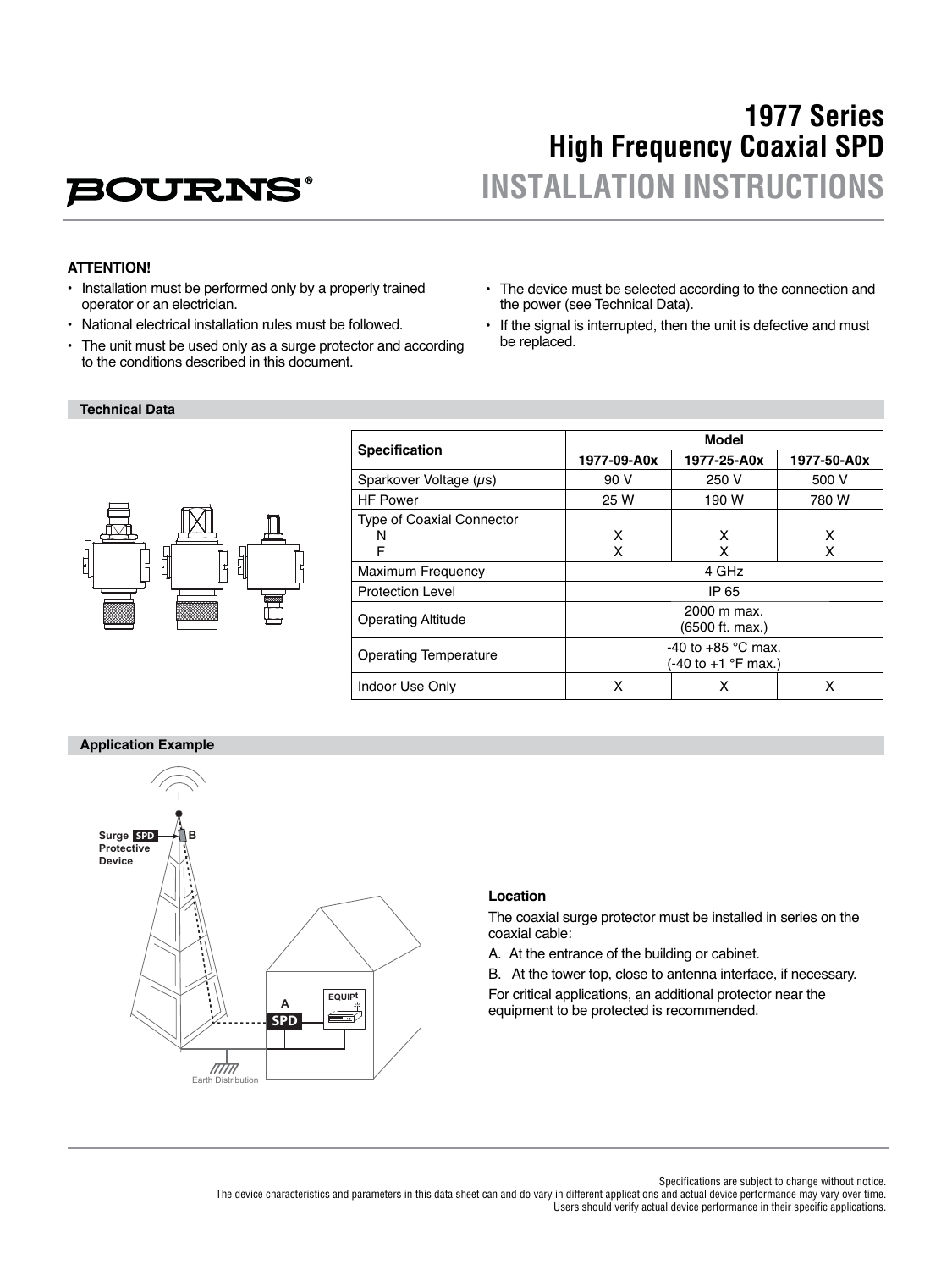BOURNS®

# 1977 Series High Frequency Coaxial SPD

## INSTALLATION INSTRUCTIONS

**ATTENTION!**

- Installation must be performed only by a properly trained operator or an electrician.
- National electrical installation rules must be followed.
- The unit must be used only as a surge protector and according to the conditions described in this document.
- The device must be selected according to the connection and the power (see Technical Data).
- If the signal is interrupted, then the unit is defective and must be replaced.

### Technical Data

| Specification | Model | | |
|---|---|---|---|
| | 1977-09-A0x | 1977-25-A0x | 1977-50-A0x |
| Sparkover Voltage ($\mu$s) | 90 V | 250 V | 500 V |
| HF Power | 25 W | 190 W | 780 W |
| Type of Coaxial Connector<br>N<br>F | <br>X<br>X | <br>X<br>X | <br>X<br>X |
| Maximum Frequency | 4 GHz | | |
| Protection Level | IP 65 | | |
| Operating Altitude | 2000 m max.<br>(6500 ft. max.) | | |
| Operating Temperature | -40 to +85 °C max.<br>(-40 to +1 °F max.) | | |
| Indoor Use Only | X | X | X |

### Application Example

Surge Protective Device SPD B

A SPD EQUIPt

Earth Distribution

**Location**

The coaxial surge protector must be installed in series on the coaxial cable:

A. At the entrance of the building or cabinet.

B. At the tower top, close to antenna interface, if necessary.

For critical applications, an additional protector near the equipment to be protected is recommended.

Specifications are subject to change without notice.
The device characteristics and parameters in this data sheet can and do vary in different applications and actual device performance may vary over time.
Users should verify actual device performance in their specific applications.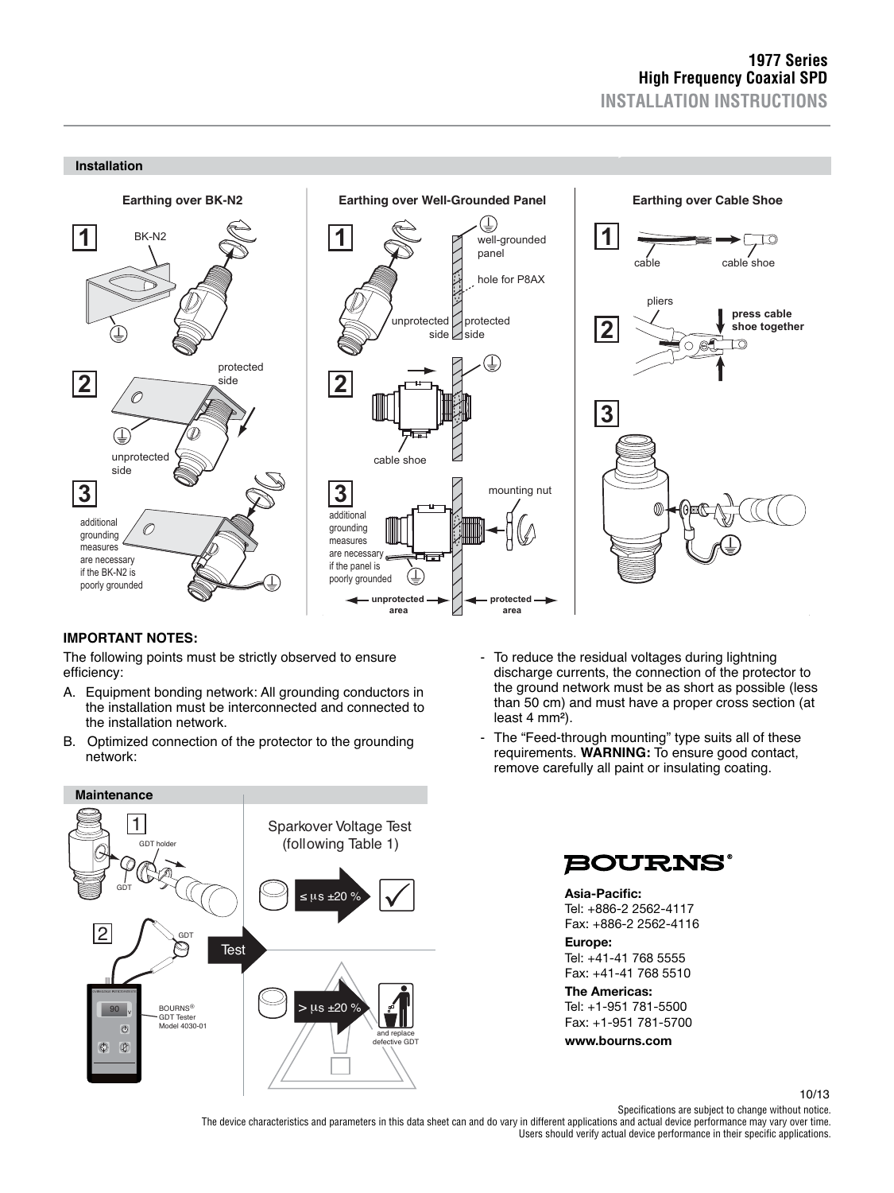## Installation

### Earthing over BK-N2

1
BK-N2

2
protected side
unprotected side

3
additional grounding measures are necessary if the BK-N2 is poorly grounded

### Earthing over Well-Grounded Panel

1
well-grounded panel
hole for P8AX
unprotected side
protected side

2
cable shoe

3
mounting nut
additional grounding measures are necessary if the panel is poorly grounded
unprotected area
protected area

### Earthing over Cable Shoe

1
cable
cable shoe

2
pliers
**press cable shoe together**

3

**IMPORTANT NOTES:**

The following points must be strictly observed to ensure efficiency:

A. Equipment bonding network: All grounding conductors in the installation must be interconnected and connected to the installation network.

B. Optimized connection of the protector to the grounding network:

- To reduce the residual voltages during lightning discharge currents, the connection of the protector to the ground network must be as short as possible (less than 50 cm) and must have a proper cross section (at least 4 mm²).
- The "Feed-through mounting" type suits all of these requirements. **WARNING:** To ensure good contact, remove carefully all paint or insulating coating.

## Maintenance

1
GDT holder
GDT

2
GDT
BOURNS® GDT Tester Model 4030-01

Test

Sparkover Voltage Test (following Table 1)

≤ µs ±20 %

> µs ±20 %

and replace defective GDT

**BOURNS®**

**Asia-Pacific:**
Tel: +886-2 2562-4117
Fax: +886-2 2562-4116

**Europe:**
Tel: +41-41 768 5555
Fax: +41-41 768 5510

**The Americas:**
Tel: +1-951 781-5500
Fax: +1-951 781-5700

**www.bourns.com**

10/13

Specifications are subject to change without notice.
The device characteristics and parameters in this data sheet can and do vary in different applications and actual device performance may vary over time.
Users should verify actual device performance in their specific applications.